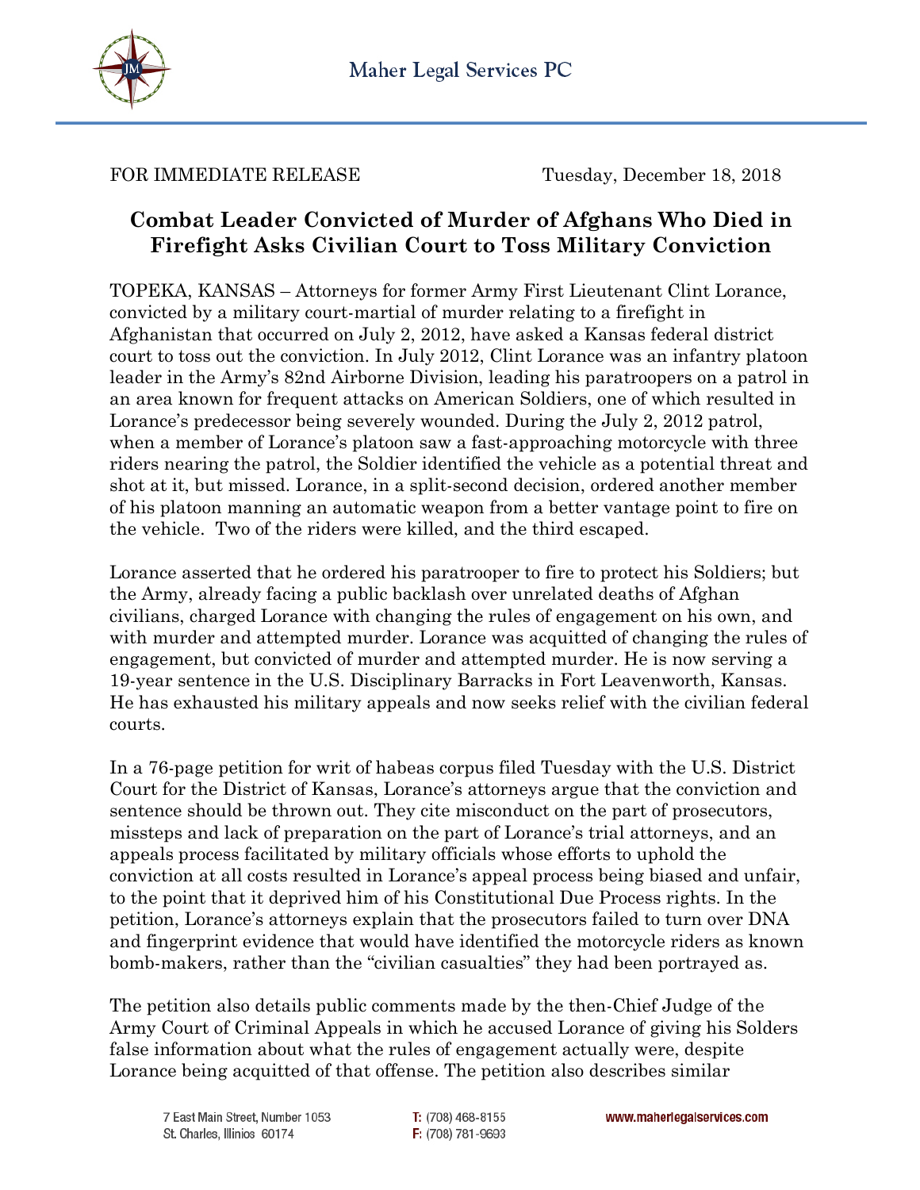Maher Legal Services PC

FOR IMMEDIATE RELEASE Tuesday, December 18, 2018

# Combat Leader Convicted of Murder of Afghans Who Died in Firefight Asks Civilian Court to Toss Military Conviction

TOPEKA, KANSAS – Attorneys for former Army First Lieutenant Clint Lorance, convicted by a military court-martial of murder relating to a firefight in Afghanistan that occurred on July 2, 2012, have asked a Kansas federal district court to toss out the conviction. In July 2012, Clint Lorance was an infantry platoon leader in the Army's 82nd Airborne Division, leading his paratroopers on a patrol in an area known for frequent attacks on American Soldiers, one of which resulted in Lorance's predecessor being severely wounded. During the July 2, 2012 patrol, when a member of Lorance's platoon saw a fast-approaching motorcycle with three riders nearing the patrol, the Soldier identified the vehicle as a potential threat and shot at it, but missed. Lorance, in a split-second decision, ordered another member of his platoon manning an automatic weapon from a better vantage point to fire on the vehicle. Two of the riders were killed, and the third escaped.

Lorance asserted that he ordered his paratrooper to fire to protect his Soldiers; but the Army, already facing a public backlash over unrelated deaths of Afghan civilians, charged Lorance with changing the rules of engagement on his own, and with murder and attempted murder. Lorance was acquitted of changing the rules of engagement, but convicted of murder and attempted murder. He is now serving a 19-year sentence in the U.S. Disciplinary Barracks in Fort Leavenworth, Kansas. He has exhausted his military appeals and now seeks relief with the civilian federal courts.

In a 76-page petition for writ of habeas corpus filed Tuesday with the U.S. District Court for the District of Kansas, Lorance's attorneys argue that the conviction and sentence should be thrown out. They cite misconduct on the part of prosecutors, missteps and lack of preparation on the part of Lorance's trial attorneys, and an appeals process facilitated by military officials whose efforts to uphold the conviction at all costs resulted in Lorance's appeal process being biased and unfair, to the point that it deprived him of his Constitutional Due Process rights. In the petition, Lorance's attorneys explain that the prosecutors failed to turn over DNA and fingerprint evidence that would have identified the motorcycle riders as known bomb-makers, rather than the "civilian casualties" they had been portrayed as.

The petition also details public comments made by the then-Chief Judge of the Army Court of Criminal Appeals in which he accused Lorance of giving his Solders false information about what the rules of engagement actually were, despite Lorance being acquitted of that offense. The petition also describes similar

7 East Main Street, Number 1053
St. Charles, Illinios 60174

T: (708) 468-8155
F: (708) 781-9693

www.maherlegalservices.com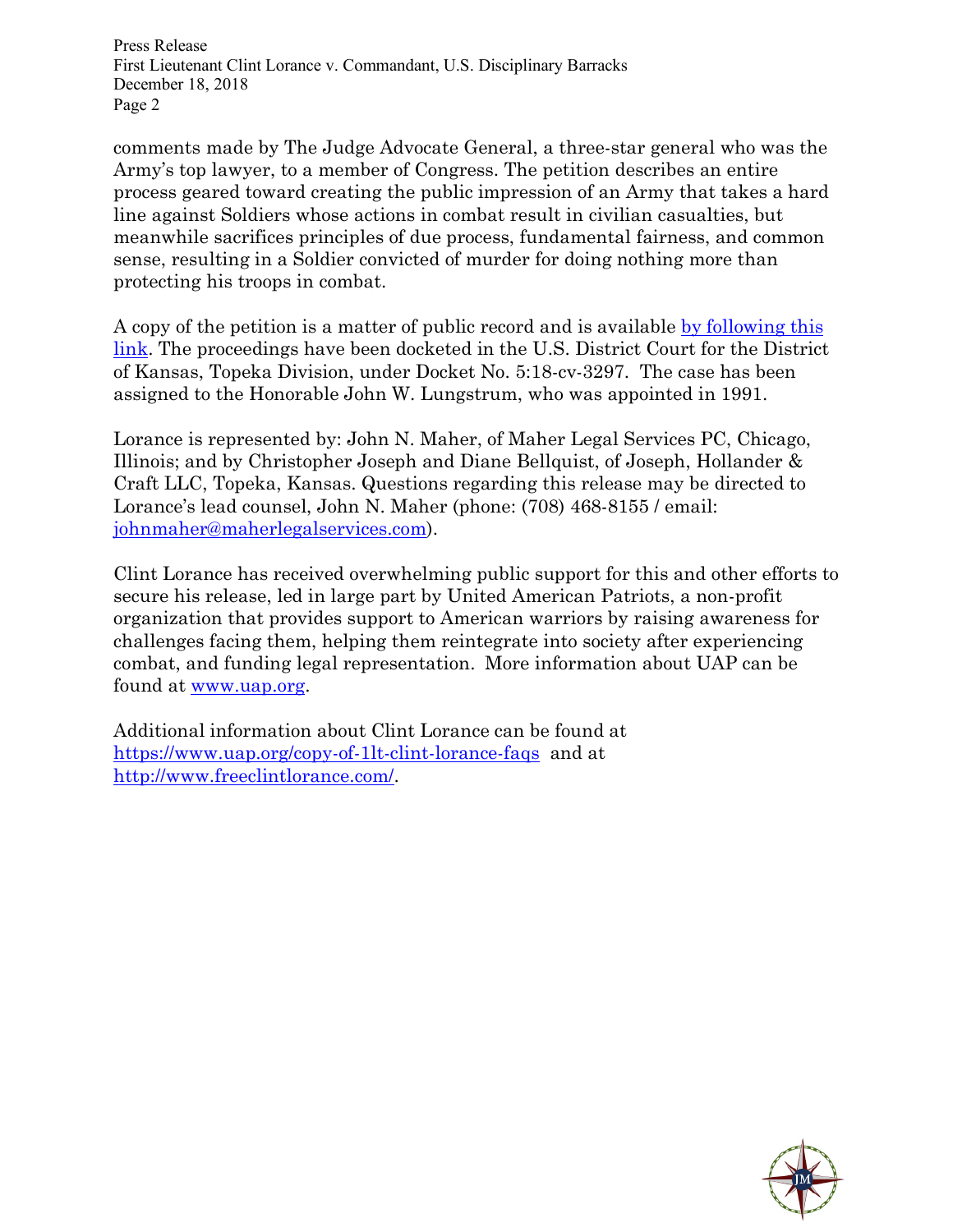comments made by The Judge Advocate General, a three-star general who was the Army's top lawyer, to a member of Congress. The petition describes an entire process geared toward creating the public impression of an Army that takes a hard line against Soldiers whose actions in combat result in civilian casualties, but meanwhile sacrifices principles of due process, fundamental fairness, and common sense, resulting in a Soldier convicted of murder for doing nothing more than protecting his troops in combat.

A copy of the petition is a matter of public record and is available by following this link. The proceedings have been docketed in the U.S. District Court for the District of Kansas, Topeka Division, under Docket No. 5:18-cv-3297. The case has been assigned to the Honorable John W. Lungstrum, who was appointed in 1991.

Lorance is represented by: John N. Maher, of Maher Legal Services PC, Chicago, Illinois; and by Christopher Joseph and Diane Bellquist, of Joseph, Hollander & Craft LLC, Topeka, Kansas. Questions regarding this release may be directed to Lorance's lead counsel, John N. Maher (phone: (708) 468-8155 / email: johnmaher@maherlegalservices.com).

Clint Lorance has received overwhelming public support for this and other efforts to secure his release, led in large part by United American Patriots, a non-profit organization that provides support to American warriors by raising awareness for challenges facing them, helping them reintegrate into society after experiencing combat, and funding legal representation. More information about UAP can be found at www.uap.org.

Additional information about Clint Lorance can be found at https://www.uap.org/copy-of-1lt-clint-lorance-faqs and at http://www.freeclintlorance.com/.